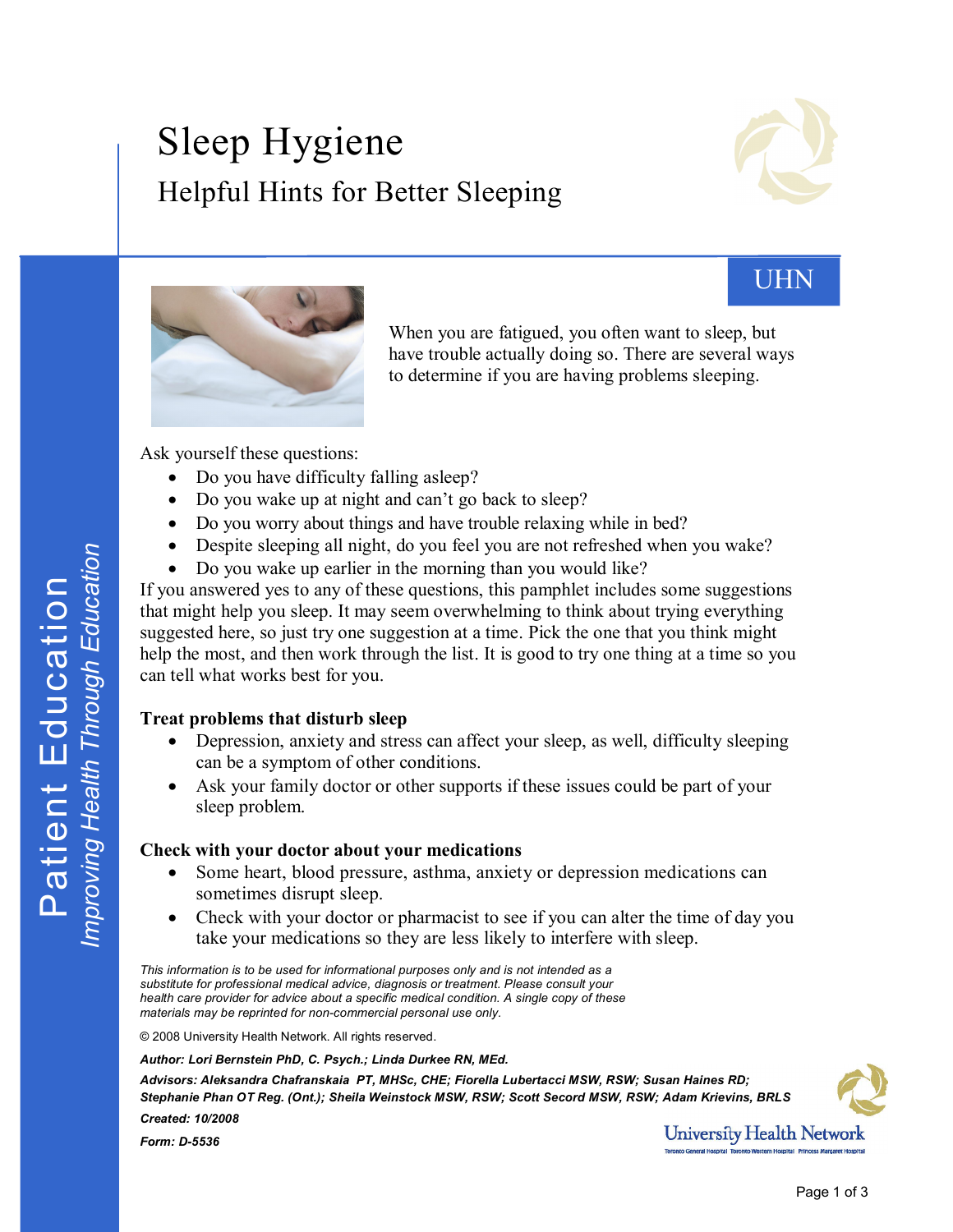# Sleep Hygiene

## Helpful Hints for Better Sleeping

UHN

When you are fatigued, you often want to sleep, but have trouble actually doing so. There are several ways to determine if you are having problems sleeping.

Ask yourself these questions:

- Do you have difficulty falling asleep?
- Do you wake up at night and can't go back to sleep?
- Do you worry about things and have trouble relaxing while in bed?
- Despite sleeping all night, do you feel you are not refreshed when you wake?
- Do you wake up earlier in the morning than you would like?

If you answered yes to any of these questions, this pamphlet includes some suggestions that might help you sleep. It may seem overwhelming to think about trying everything suggested here, so just try one suggestion at a time. Pick the one that you think might help the most, and then work through the list. It is good to try one thing at a time so you can tell what works best for you.

### Treat problems that disturb sleep

- Depression, anxiety and stress can affect your sleep, as well, difficulty sleeping can be a symptom of other conditions.
- Ask your family doctor or other supports if these issues could be part of your sleep problem.

### Check with your doctor about your medications

- Some heart, blood pressure, asthma, anxiety or depression medications can sometimes disrupt sleep.
- Check with your doctor or pharmacist to see if you can alter the time of day you take your medications so they are less likely to interfere with sleep.

*This information is to be used for informational purposes only and is not intended as a substitute for professional medical advice, diagnosis or treatment. Please consult your health care provider for advice about a specific medical condition. A single copy of these materials may be reprinted for non-commercial personal use only.*

© 2008 University Health Network. All rights reserved.

***Author:** Lori Bernstein PhD, C. Psych.; Linda Durkee RN, MEd.*

***Advisors:** Aleksandra Chafranskaia PT, MHSc, CHE; Fiorella Lubertacci MSW, RSW; Susan Haines RD; Stephanie Phan OT Reg. (Ont.); Sheila Weinstock MSW, RSW; Scott Secord MSW, RSW; Adam Krievins, BRLS*

***Created:** 10/2008*

***Form:** D-5536*

University Health Network
Toronto General Hospital Toronto Western Hospital Princess Margaret Hospital

Patient Education
*Improving Health Through Education*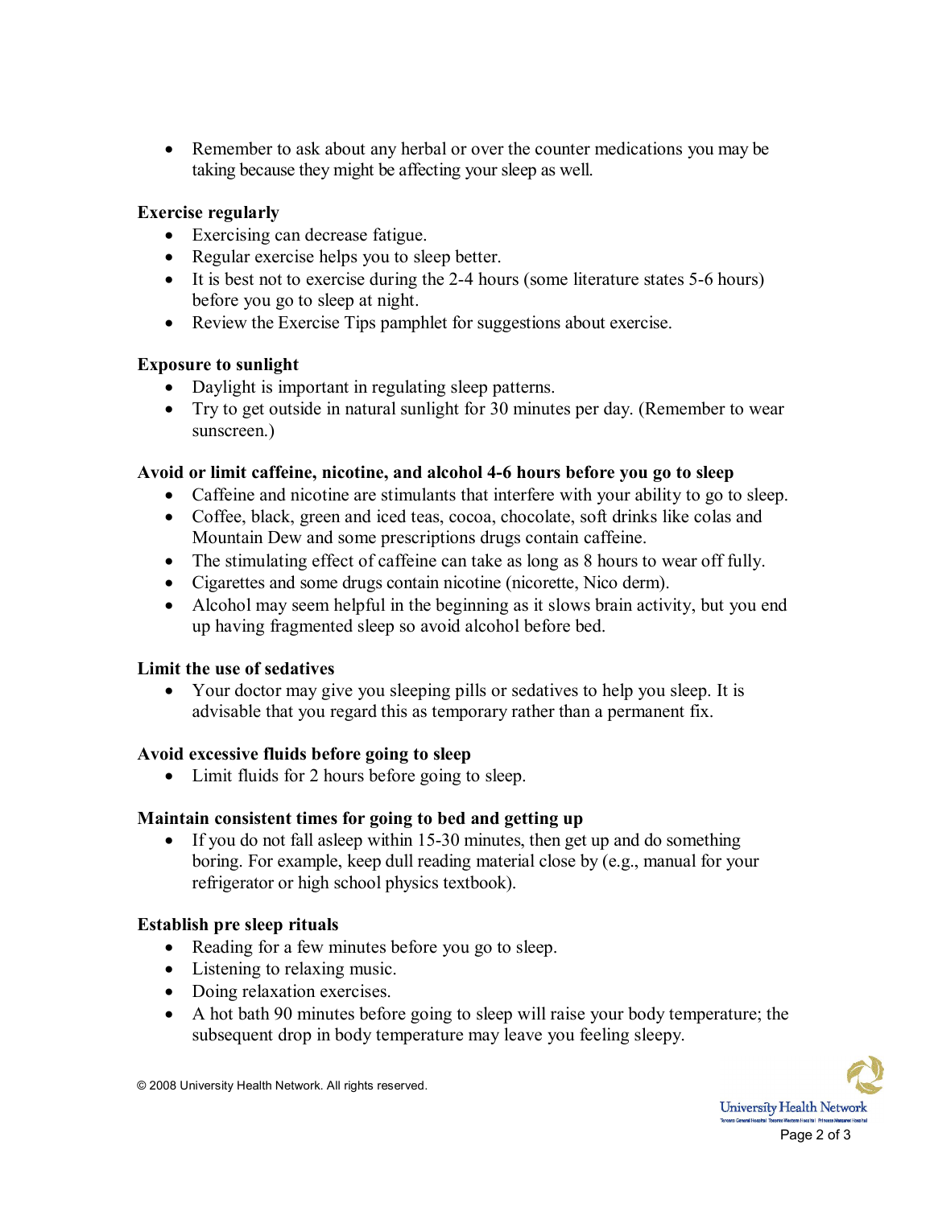- Remember to ask about any herbal or over the counter medications you may be taking because they might be affecting your sleep as well.

**Exercise regularly**

- Exercising can decrease fatigue.
- Regular exercise helps you to sleep better.
- It is best not to exercise during the 2-4 hours (some literature states 5-6 hours) before you go to sleep at night.
- Review the Exercise Tips pamphlet for suggestions about exercise.

**Exposure to sunlight**

- Daylight is important in regulating sleep patterns.
- Try to get outside in natural sunlight for 30 minutes per day. (Remember to wear sunscreen.)

**Avoid or limit caffeine, nicotine, and alcohol 4-6 hours before you go to sleep**

- Caffeine and nicotine are stimulants that interfere with your ability to go to sleep.
- Coffee, black, green and iced teas, cocoa, chocolate, soft drinks like colas and Mountain Dew and some prescriptions drugs contain caffeine.
- The stimulating effect of caffeine can take as long as 8 hours to wear off fully.
- Cigarettes and some drugs contain nicotine (nicorette, Nico derm).
- Alcohol may seem helpful in the beginning as it slows brain activity, but you end up having fragmented sleep so avoid alcohol before bed.

**Limit the use of sedatives**

- Your doctor may give you sleeping pills or sedatives to help you sleep. It is advisable that you regard this as temporary rather than a permanent fix.

**Avoid excessive fluids before going to sleep**

- Limit fluids for 2 hours before going to sleep.

**Maintain consistent times for going to bed and getting up**

- If you do not fall asleep within 15-30 minutes, then get up and do something boring. For example, keep dull reading material close by (e.g., manual for your refrigerator or high school physics textbook).

**Establish pre sleep rituals**

- Reading for a few minutes before you go to sleep.
- Listening to relaxing music.
- Doing relaxation exercises.
- A hot bath 90 minutes before going to sleep will raise your body temperature; the subsequent drop in body temperature may leave you feeling sleepy.

© 2008 University Health Network. All rights reserved.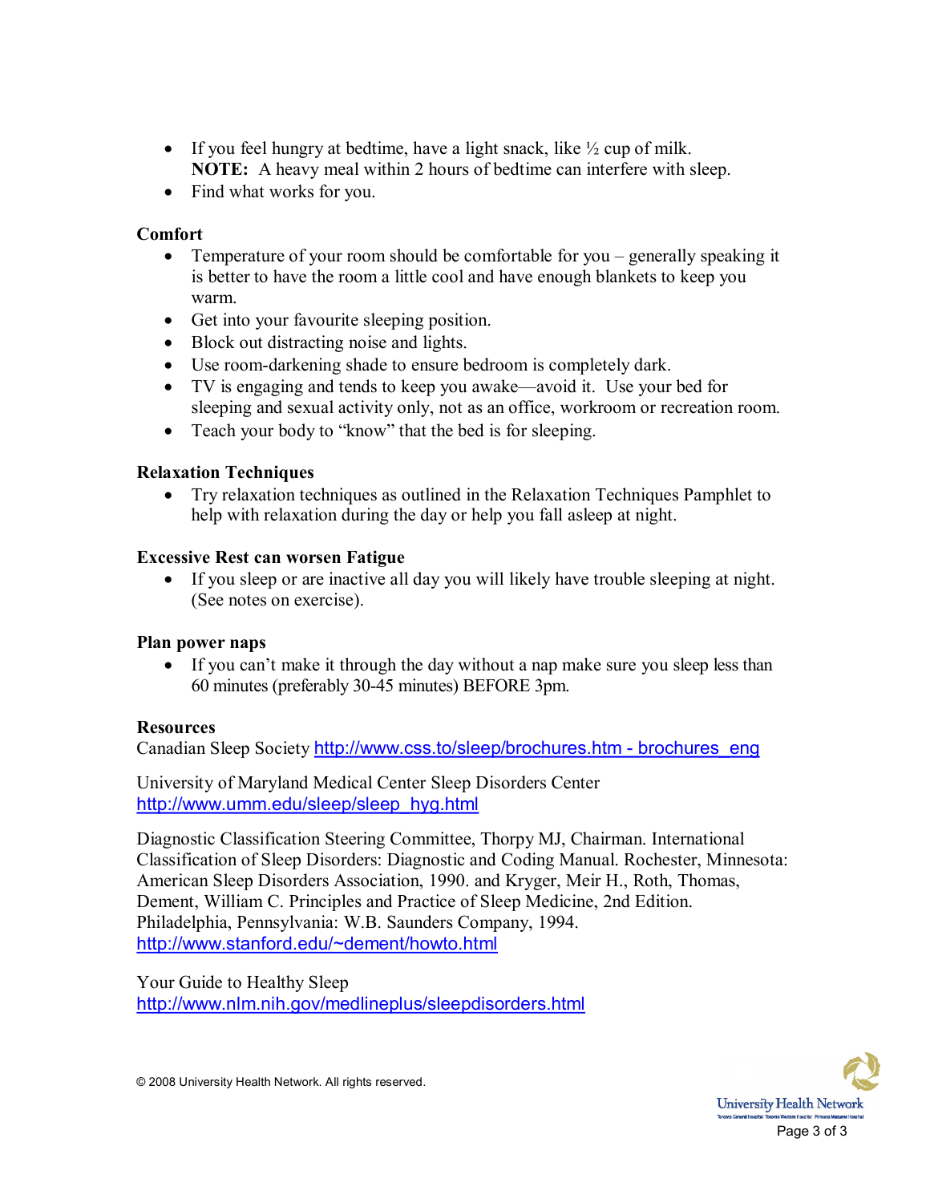- If you feel hungry at bedtime, have a light snack, like ½ cup of milk. **NOTE:** A heavy meal within 2 hours of bedtime can interfere with sleep.
- Find what works for you.

**Comfort**

- Temperature of your room should be comfortable for you – generally speaking it is better to have the room a little cool and have enough blankets to keep you warm.
- Get into your favourite sleeping position.
- Block out distracting noise and lights.
- Use room-darkening shade to ensure bedroom is completely dark.
- TV is engaging and tends to keep you awake—avoid it. Use your bed for sleeping and sexual activity only, not as an office, workroom or recreation room.
- Teach your body to "know" that the bed is for sleeping.

**Relaxation Techniques**

- Try relaxation techniques as outlined in the Relaxation Techniques Pamphlet to help with relaxation during the day or help you fall asleep at night.

**Excessive Rest can worsen Fatigue**

- If you sleep or are inactive all day you will likely have trouble sleeping at night. (See notes on exercise).

**Plan power naps**

- If you can't make it through the day without a nap make sure you sleep less than 60 minutes (preferably 30-45 minutes) BEFORE 3pm.

**Resources**

Canadian Sleep Society http://www.css.to/sleep/brochures.htm - brochures_eng

University of Maryland Medical Center Sleep Disorders Center
http://www.umm.edu/sleep/sleep_hyg.html

Diagnostic Classification Steering Committee, Thorpy MJ, Chairman. International Classification of Sleep Disorders: Diagnostic and Coding Manual. Rochester, Minnesota: American Sleep Disorders Association, 1990. and Kryger, Meir H., Roth, Thomas, Dement, William C. Principles and Practice of Sleep Medicine, 2nd Edition. Philadelphia, Pennsylvania: W.B. Saunders Company, 1994.
http://www.stanford.edu/~dement/howto.html

Your Guide to Healthy Sleep
http://www.nlm.nih.gov/medlineplus/sleepdisorders.html

© 2008 University Health Network. All rights reserved.